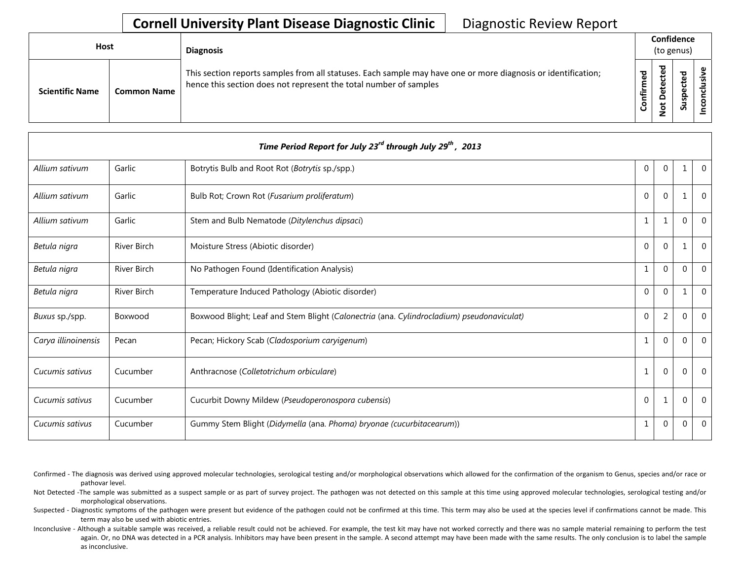# Cornell University Plant Disease Diagnostic Clinic

Diagnostic Review Report

| Host | | Diagnosis | Confidence (to genus) | | | |
|---|---|---|---|---|---|---|
| Scientific Name | Common Name | This section reports samples from all statuses. Each sample may have one or more diagnosis or identification; hence this section does not represent the total number of samples | Confirmed | Not Detected | Suspected | Inconclusive |

| *Time Period Report for July 23rd through July 29th, 2013* | | | | | | |
|---|---|---|---|---|---|---|
| *Allium sativum* | Garlic | Botrytis Bulb and Root Rot (*Botrytis* sp./spp.) | 0 | 0 | 1 | 0 |
| *Allium sativum* | Garlic | Bulb Rot; Crown Rot (*Fusarium proliferatum*) | 0 | 0 | 1 | 0 |
| *Allium sativum* | Garlic | Stem and Bulb Nematode (*Ditylenchus dipsaci*) | 1 | 1 | 0 | 0 |
| *Betula nigra* | River Birch | Moisture Stress (Abiotic disorder) | 0 | 0 | 1 | 0 |
| *Betula nigra* | River Birch | No Pathogen Found (Identification Analysis) | 1 | 0 | 0 | 0 |
| *Betula nigra* | River Birch | Temperature Induced Pathology (Abiotic disorder) | 0 | 0 | 1 | 0 |
| *Buxus* sp./spp. | Boxwood | Boxwood Blight; Leaf and Stem Blight (*Calonectria* (ana. *Cylindrocladium) pseudonaviculat)* | 0 | 2 | 0 | 0 |
| *Carya illinoinensis* | Pecan | Pecan; Hickory Scab (*Cladosporium caryigenum*) | 1 | 0 | 0 | 0 |
| *Cucumis sativus* | Cucumber | Anthracnose (*Colletotrichum orbiculare*) | 1 | 0 | 0 | 0 |
| *Cucumis sativus* | Cucumber | Cucurbit Downy Mildew (*Pseudoperonospora cubensis*) | 0 | 1 | 0 | 0 |
| *Cucumis sativus* | Cucumber | Gummy Stem Blight (*Didymella* (ana. *Phoma) bryonae (cucurbitacearum)*) | 1 | 0 | 0 | 0 |

Confirmed - The diagnosis was derived using approved molecular technologies, serological testing and/or morphological observations which allowed for the confirmation of the organism to Genus, species and/or race or pathovar level.

Not Detected -The sample was submitted as a suspect sample or as part of survey project. The pathogen was not detected on this sample at this time using approved molecular technologies, serological testing and/or morphological observations.

Suspected - Diagnostic symptoms of the pathogen were present but evidence of the pathogen could not be confirmed at this time. This term may also be used at the species level if confirmations cannot be made. This term may also be used with abiotic entries.

Inconclusive - Although a suitable sample was received, a reliable result could not be achieved. For example, the test kit may have not worked correctly and there was no sample material remaining to perform the test again. Or, no DNA was detected in a PCR analysis. Inhibitors may have been present in the sample. A second attempt may have been made with the same results. The only conclusion is to label the sample as inconclusive.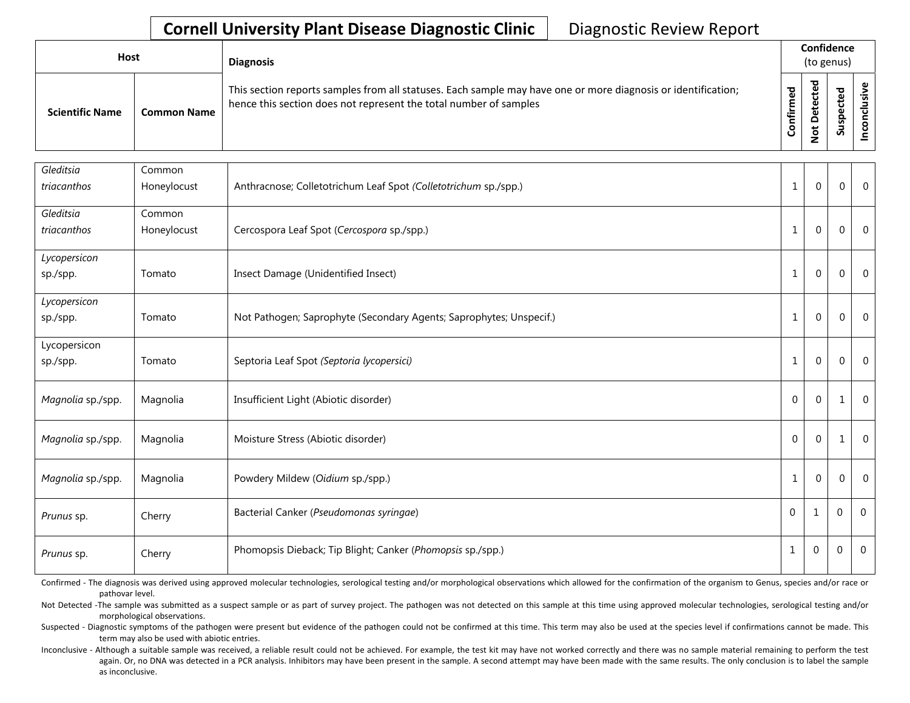**Cornell University Plant Disease Diagnostic Clinic** Diagnostic Review Report

| Host | | Diagnosis | Confidence (to genus) | | | |
|---|---|---|---|---|---|---|
| Scientific Name | Common Name | This section reports samples from all statuses. Each sample may have one or more diagnosis or identification; hence this section does not represent the total number of samples | Confirmed | Not Detected | Suspected | Inconclusive |
| *Gleditsia triacanthos* | Common Honeylocust | Anthracnose; Colletotrichum Leaf Spot *(Colletotrichum* sp./spp.) | 1 | 0 | 0 | 0 |
| *Gleditsia triacanthos* | Common Honeylocust | Cercospora Leaf Spot (*Cercospora* sp./spp.) | 1 | 0 | 0 | 0 |
| *Lycopersicon* sp./spp. | Tomato | Insect Damage (Unidentified Insect) | 1 | 0 | 0 | 0 |
| *Lycopersicon* sp./spp. | Tomato | Not Pathogen; Saprophyte (Secondary Agents; Saprophytes; Unspecif.) | 1 | 0 | 0 | 0 |
| Lycopersicon sp./spp. | Tomato | Septoria Leaf Spot *(Septoria lycopersici)* | 1 | 0 | 0 | 0 |
| *Magnolia* sp./spp. | Magnolia | Insufficient Light (Abiotic disorder) | 0 | 0 | 1 | 0 |
| *Magnolia* sp./spp. | Magnolia | Moisture Stress (Abiotic disorder) | 0 | 0 | 1 | 0 |
| *Magnolia* sp./spp. | Magnolia | Powdery Mildew (*Oidium* sp./spp.) | 1 | 0 | 0 | 0 |
| *Prunus* sp. | Cherry | Bacterial Canker (*Pseudomonas syringae*) | 0 | 1 | 0 | 0 |
| *Prunus* sp. | Cherry | Phomopsis Dieback; Tip Blight; Canker (*Phomopsis* sp./spp.) | 1 | 0 | 0 | 0 |

Confirmed - The diagnosis was derived using approved molecular technologies, serological testing and/or morphological observations which allowed for the confirmation of the organism to Genus, species and/or race or pathovar level.

Not Detected -The sample was submitted as a suspect sample or as part of survey project. The pathogen was not detected on this sample at this time using approved molecular technologies, serological testing and/or morphological observations.

Suspected - Diagnostic symptoms of the pathogen were present but evidence of the pathogen could not be confirmed at this time. This term may also be used at the species level if confirmations cannot be made. This term may also be used with abiotic entries.

Inconclusive - Although a suitable sample was received, a reliable result could not be achieved. For example, the test kit may have not worked correctly and there was no sample material remaining to perform the test again. Or, no DNA was detected in a PCR analysis. Inhibitors may have been present in the sample. A second attempt may have been made with the same results. The only conclusion is to label the sample as inconclusive.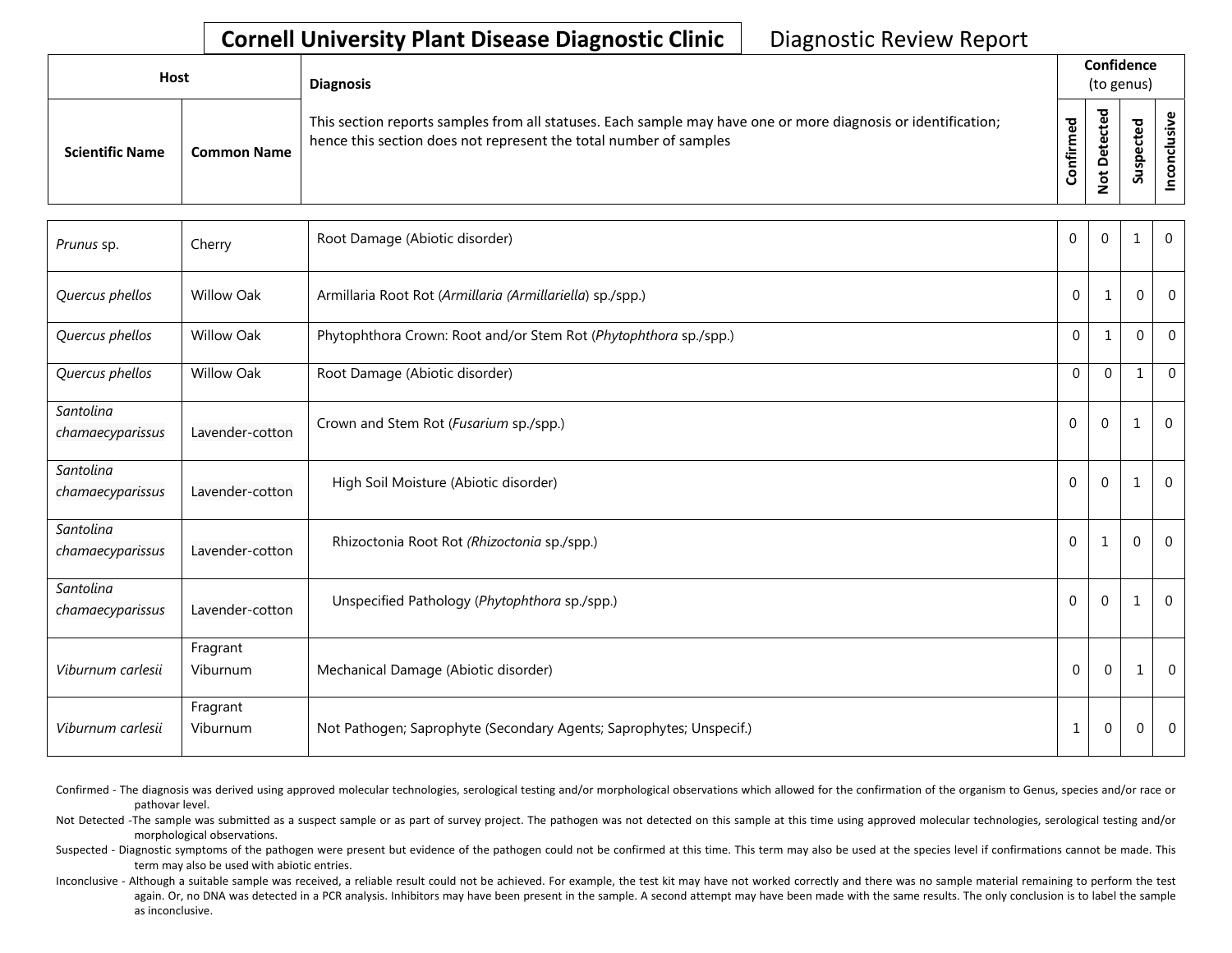# Cornell University Plant Disease Diagnostic Clinic

Diagnostic Review Report

| Host | | Diagnosis | Confidence (to genus) | | | |
|---|---|---|---|---|---|---|
| Scientific Name | Common Name | This section reports samples from all statuses. Each sample may have one or more diagnosis or identification; hence this section does not represent the total number of samples | Confirmed | Not Detected | Suspected | Inconclusive |
| *Prunus* sp. | Cherry | Root Damage (Abiotic disorder) | 0 | 0 | 1 | 0 |
| *Quercus phellos* | Willow Oak | Armillaria Root Rot (*Armillaria (Armillariella)* sp./spp.) | 0 | 1 | 0 | 0 |
| *Quercus phellos* | Willow Oak | Phytophthora Crown: Root and/or Stem Rot (*Phytophthora* sp./spp.) | 0 | 1 | 0 | 0 |
| *Quercus phellos* | Willow Oak | Root Damage (Abiotic disorder) | 0 | 0 | 1 | 0 |
| *Santolina chamaecyparissus* | Lavender-cotton | Crown and Stem Rot (*Fusarium* sp./spp.) | 0 | 0 | 1 | 0 |
| *Santolina chamaecyparissus* | Lavender-cotton | High Soil Moisture (Abiotic disorder) | 0 | 0 | 1 | 0 |
| *Santolina chamaecyparissus* | Lavender-cotton | Rhizoctonia Root Rot (*Rhizoctonia* sp./spp.) | 0 | 1 | 0 | 0 |
| *Santolina chamaecyparissus* | Lavender-cotton | Unspecified Pathology (*Phytophthora* sp./spp.) | 0 | 0 | 1 | 0 |
| *Viburnum carlesii* | Fragrant Viburnum | Mechanical Damage (Abiotic disorder) | 0 | 0 | 1 | 0 |
| *Viburnum carlesii* | Fragrant Viburnum | Not Pathogen; Saprophyte (Secondary Agents; Saprophytes; Unspecif.) | 1 | 0 | 0 | 0 |

Confirmed - The diagnosis was derived using approved molecular technologies, serological testing and/or morphological observations which allowed for the confirmation of the organism to Genus, species and/or race or pathovar level.

Not Detected -The sample was submitted as a suspect sample or as part of survey project. The pathogen was not detected on this sample at this time using approved molecular technologies, serological testing and/or morphological obsevations.

Suspected - Diagnostic symptoms of the pathogen were present but evidence of the pathogen could not be confirmed at this time. This term may also be used at the species level if confirmations cannot be made. This term may also be used with abiotic entries.

Inconclusive - Although a suitable sample was received, a reliable result could not be achieved. For example, the test kit may have not worked correctly and there was no sample material remaining to perform the test again. Or, no DNA was detected in a PCR analysis. Inhibitors may have been present in the sample. A second attempt may have been made with the same results. The only conclusion is to label the sample as inconclusive.